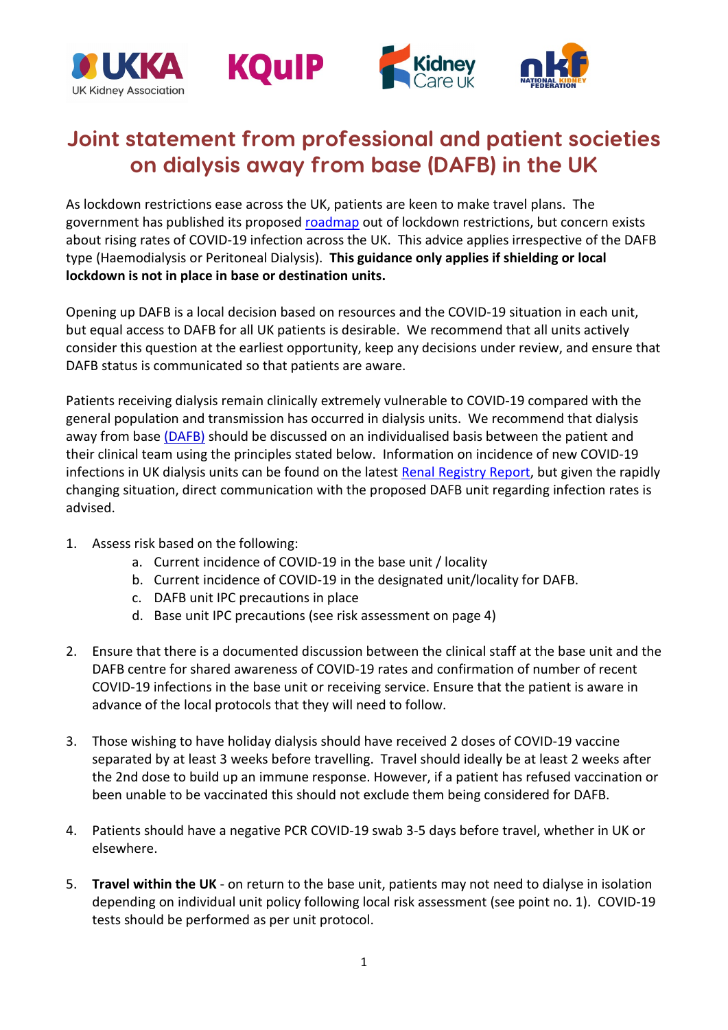# Joint statement from professional and patient societies on dialysis away from base (DAFB) in the UK

As lockdown restrictions ease across the UK, patients are keen to make travel plans. The government has published its proposed roadmap out of lockdown restrictions, but concern exists about rising rates of COVID-19 infection across the UK. This advice applies irrespective of the DAFB type (Haemodialysis or Peritoneal Dialysis). **This guidance only applies if shielding or local lockdown is not in place in base or destination units.**

Opening up DAFB is a local decision based on resources and the COVID-19 situation in each unit, but equal access to DAFB for all UK patients is desirable. We recommend that all units actively consider this question at the earliest opportunity, keep any decisions under review, and ensure that DAFB status is communicated so that patients are aware.

Patients receiving dialysis remain clinically extremely vulnerable to COVID-19 compared with the general population and transmission has occurred in dialysis units. We recommend that dialysis away from base (DAFB) should be discussed on an individualised basis between the patient and their clinical team using the principles stated below. Information on incidence of new COVID-19 infections in UK dialysis units can be found on the latest Renal Registry Report, but given the rapidly changing situation, direct communication with the proposed DAFB unit regarding infection rates is advised.

1. Assess risk based on the following:
    a. Current incidence of COVID-19 in the base unit / locality
    b. Current incidence of COVID-19 in the designated unit/locality for DAFB.
    c. DAFB unit IPC precautions in place
    d. Base unit IPC precautions (see risk assessment on page 4)

2. Ensure that there is a documented discussion between the clinical staff at the base unit and the DAFB centre for shared awareness of COVID-19 rates and confirmation of number of recent COVID-19 infections in the base unit or receiving service. Ensure that the patient is aware in advance of the local protocols that they will need to follow.

3. Those wishing to have holiday dialysis should have received 2 doses of COVID-19 vaccine separated by at least 3 weeks before travelling. Travel should ideally be at least 2 weeks after the 2nd dose to build up an immune response. However, if a patient has refused vaccination or been unable to be vaccinated this should not exclude them being considered for DAFB.

4. Patients should have a negative PCR COVID-19 swab 3-5 days before travel, whether in UK or elsewhere.

5. **Travel within the UK** - on return to the base unit, patients may not need to dialyse in isolation depending on individual unit policy following local risk assessment (see point no. 1). COVID-19 tests should be performed as per unit protocol.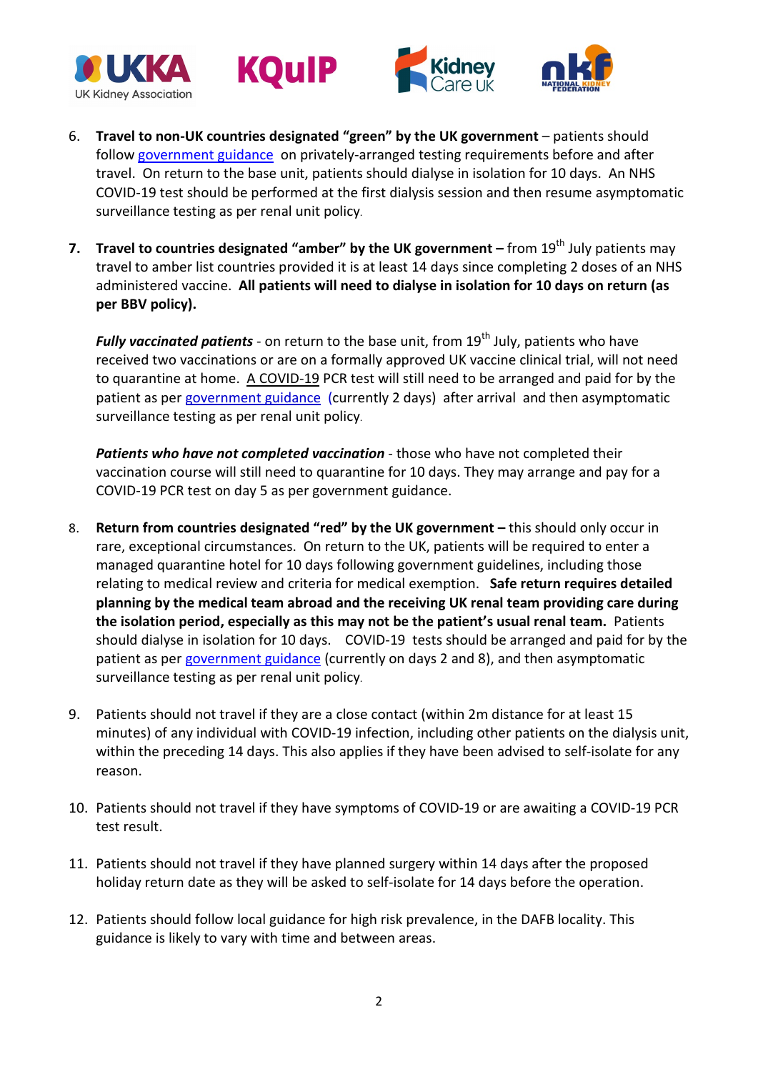6. **Travel to non-UK countries designated "green" by the UK government** – patients should follow government guidance on privately-arranged testing requirements before and after travel. On return to the base unit, patients should dialyse in isolation for 10 days. An NHS COVID-19 test should be performed at the first dialysis session and then resume asymptomatic surveillance testing as per renal unit policy.

7. **Travel to countries designated "amber" by the UK government –** from 19th July patients may travel to amber list countries provided it is at least 14 days since completing 2 doses of an NHS administered vaccine. **All patients will need to dialyse in isolation for 10 days on return (as per BBV policy).**

   ***Fully vaccinated patients*** - on return to the base unit, from 19th July, patients who have received two vaccinations or are on a formally approved UK vaccine clinical trial, will not need to quarantine at home. A COVID-19 PCR test will still need to be arranged and paid for by the patient as per government guidance (currently 2 days) after arrival and then asymptomatic surveillance testing as per renal unit policy.

   ***Patients who have not completed vaccination*** - those who have not completed their vaccination course will still need to quarantine for 10 days. They may arrange and pay for a COVID-19 PCR test on day 5 as per government guidance.

8. **Return from countries designated "red" by the UK government –** this should only occur in rare, exceptional circumstances. On return to the UK, patients will be required to enter a managed quarantine hotel for 10 days following government guidelines, including those relating to medical review and criteria for medical exemption. **Safe return requires detailed planning by the medical team abroad and the receiving UK renal team providing care during the isolation period, especially as this may not be the patient's usual renal team.** Patients should dialyse in isolation for 10 days. COVID-19 tests should be arranged and paid for by the patient as per government guidance (currently on days 2 and 8), and then asymptomatic surveillance testing as per renal unit policy.

9. Patients should not travel if they are a close contact (within 2m distance for at least 15 minutes) of any individual with COVID-19 infection, including other patients on the dialysis unit, within the preceding 14 days. This also applies if they have been advised to self-isolate for any reason.

10. Patients should not travel if they have symptoms of COVID-19 or are awaiting a COVID-19 PCR test result.

11. Patients should not travel if they have planned surgery within 14 days after the proposed holiday return date as they will be asked to self-isolate for 14 days before the operation.

12. Patients should follow local guidance for high risk prevalence, in the DAFB locality. This guidance is likely to vary with time and between areas.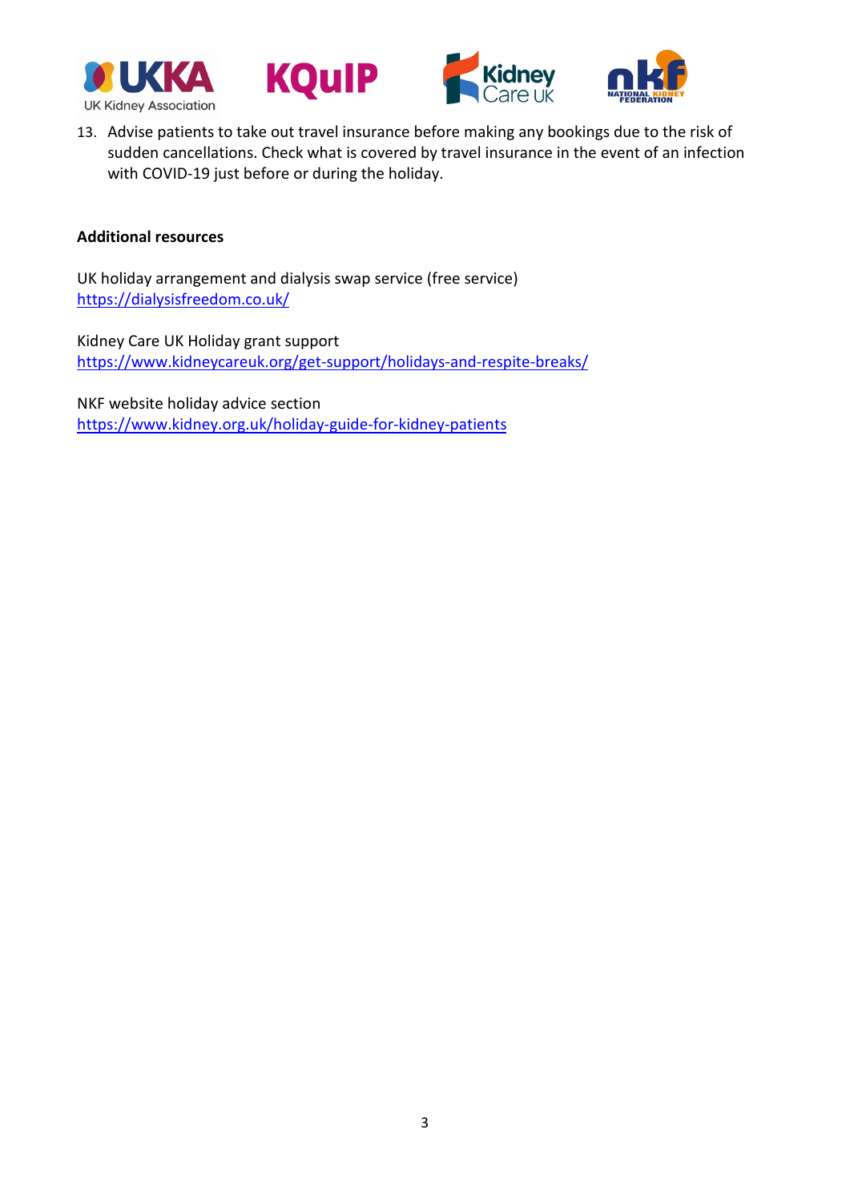13. Advise patients to take out travel insurance before making any bookings due to the risk of sudden cancellations. Check what is covered by travel insurance in the event of an infection with COVID-19 just before or during the holiday.

**Additional resources**

UK holiday arrangement and dialysis swap service (free service)
https://dialysisfreedom.co.uk/

Kidney Care UK Holiday grant support
https://www.kidneycareuk.org/get-support/holidays-and-respite-breaks/

NKF website holiday advice section
https://www.kidney.org.uk/holiday-guide-for-kidney-patients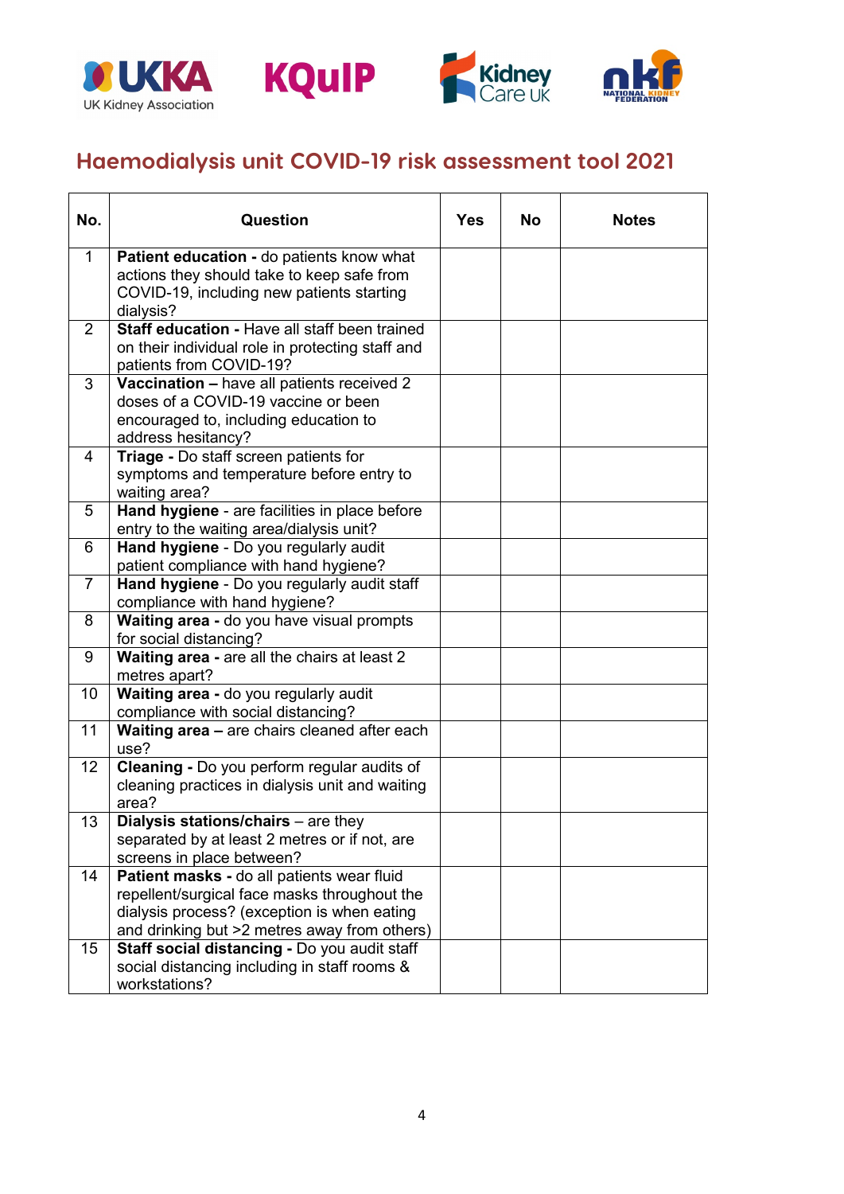## Haemodialysis unit COVID-19 risk assessment tool 2021

| No. | Question | Yes | No | Notes |
|---|---|---|---|---|
| 1 | **Patient education -** do patients know what actions they should take to keep safe from COVID-19, including new patients starting dialysis? | | | |
| 2 | **Staff education -** Have all staff been trained on their individual role in protecting staff and patients from COVID-19? | | | |
| 3 | **Vaccination –** have all patients received 2 doses of a COVID-19 vaccine or been encouraged to, including education to address hesitancy? | | | |
| 4 | **Triage -** Do staff screen patients for symptoms and temperature before entry to waiting area? | | | |
| 5 | **Hand hygiene** - are facilities in place before entry to the waiting area/dialysis unit? | | | |
| 6 | **Hand hygiene** - Do you regularly audit patient compliance with hand hygiene? | | | |
| 7 | **Hand hygiene** - Do you regularly audit staff compliance with hand hygiene? | | | |
| 8 | **Waiting area -** do you have visual prompts for social distancing? | | | |
| 9 | **Waiting area -** are all the chairs at least 2 metres apart? | | | |
| 10 | **Waiting area -** do you regularly audit compliance with social distancing? | | | |
| 11 | **Waiting area –** are chairs cleaned after each use? | | | |
| 12 | **Cleaning -** Do you perform regular audits of cleaning practices in dialysis unit and waiting area? | | | |
| 13 | **Dialysis stations/chairs** – are they separated by at least 2 metres or if not, are screens in place between? | | | |
| 14 | **Patient masks -** do all patients wear fluid repellent/surgical face masks throughout the dialysis process? (exception is when eating and drinking but >2 metres away from others) | | | |
| 15 | **Staff social distancing -** Do you audit staff social distancing including in staff rooms & workstations? | | | |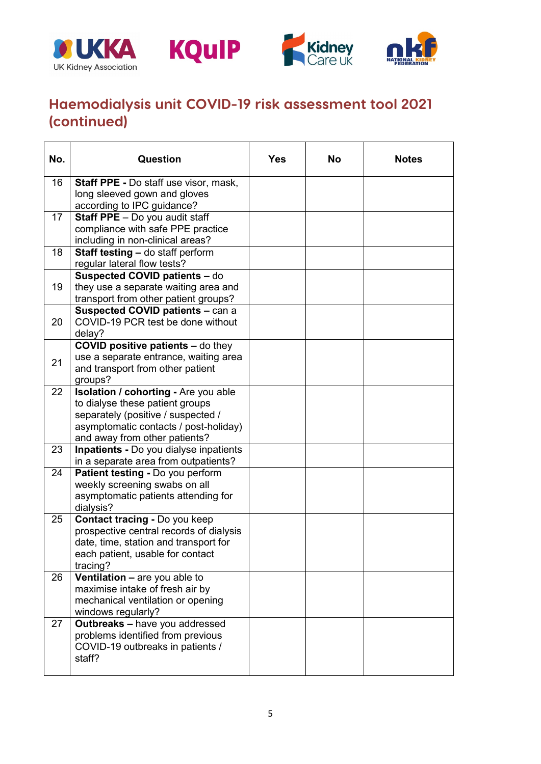## Haemodialysis unit COVID-19 risk assessment tool 2021 (continued)

| No. | Question | Yes | No | Notes |
|---|---|---|---|---|
| 16 | **Staff PPE -** Do staff use visor, mask, long sleeved gown and gloves according to IPC guidance? | | | |
| 17 | **Staff PPE** – Do you audit staff compliance with safe PPE practice including in non-clinical areas? | | | |
| 18 | **Staff testing –** do staff perform regular lateral flow tests? | | | |
| 19 | **Suspected COVID patients –** do they use a separate waiting area and transport from other patient groups? | | | |
| 20 | **Suspected COVID patients –** can a COVID-19 PCR test be done without delay? | | | |
| 21 | **COVID positive patients –** do they use a separate entrance, waiting area and transport from other patient groups? | | | |
| 22 | **Isolation / cohorting -** Are you able to dialyse these patient groups separately (positive / suspected / asymptomatic contacts / post-holiday) and away from other patients? | | | |
| 23 | **Inpatients -** Do you dialyse inpatients in a separate area from outpatients? | | | |
| 24 | **Patient testing -** Do you perform weekly screening swabs on all asymptomatic patients attending for dialysis? | | | |
| 25 | **Contact tracing -** Do you keep prospective central records of dialysis date, time, station and transport for each patient, usable for contact tracing? | | | |
| 26 | **Ventilation –** are you able to maximise intake of fresh air by mechanical ventilation or opening windows regularly? | | | |
| 27 | **Outbreaks –** have you addressed problems identified from previous COVID-19 outbreaks in patients / staff? | | | |